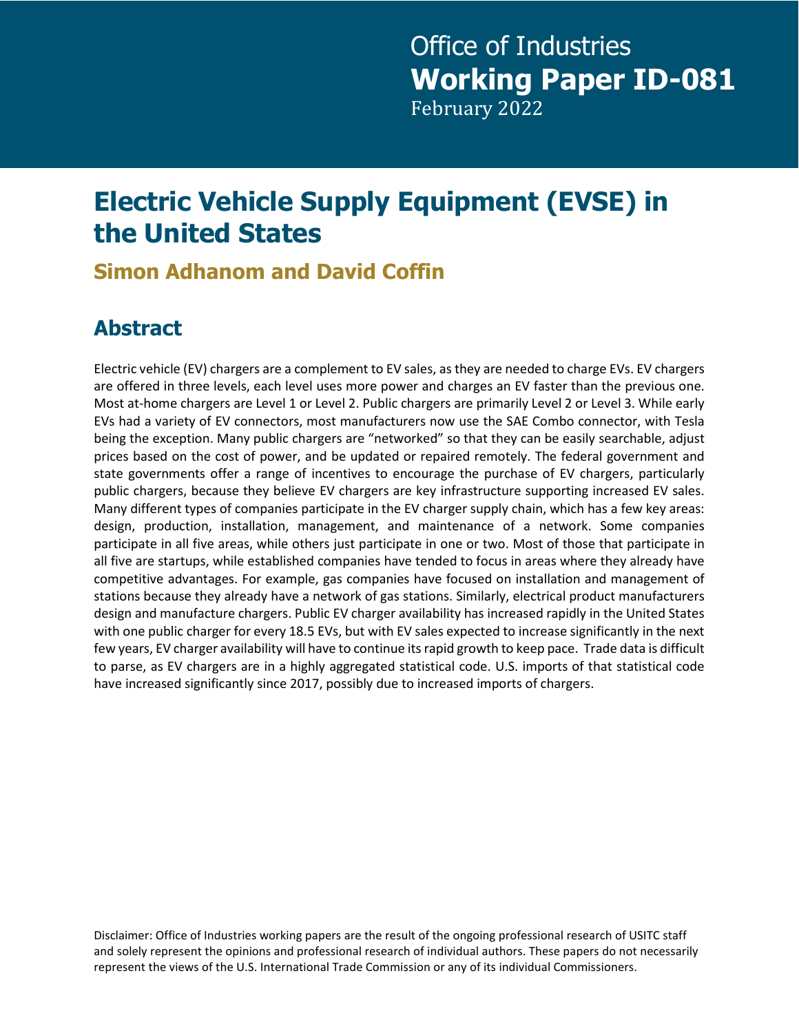Office of Industries
**Working Paper ID-081**
February 2022

# Electric Vehicle Supply Equipment (EVSE) in the United States

## Simon Adhanom and David Coffin

## Abstract

Electric vehicle (EV) chargers are a complement to EV sales, as they are needed to charge EVs. EV chargers are offered in three levels, each level uses more power and charges an EV faster than the previous one. Most at-home chargers are Level 1 or Level 2. Public chargers are primarily Level 2 or Level 3. While early EVs had a variety of EV connectors, most manufacturers now use the SAE Combo connector, with Tesla being the exception. Many public chargers are "networked" so that they can be easily searchable, adjust prices based on the cost of power, and be updated or repaired remotely. The federal government and state governments offer a range of incentives to encourage the purchase of EV chargers, particularly public chargers, because they believe EV chargers are key infrastructure supporting increased EV sales. Many different types of companies participate in the EV charger supply chain, which has a few key areas: design, production, installation, management, and maintenance of a network. Some companies participate in all five areas, while others just participate in one or two. Most of those that participate in all five are startups, while established companies have tended to focus in areas where they already have competitive advantages. For example, gas companies have focused on installation and management of stations because they already have a network of gas stations. Similarly, electrical product manufacturers design and manufacture chargers. Public EV charger availability has increased rapidly in the United States with one public charger for every 18.5 EVs, but with EV sales expected to increase significantly in the next few years, EV charger availability will have to continue its rapid growth to keep pace. Trade data is difficult to parse, as EV chargers are in a highly aggregated statistical code. U.S. imports of that statistical code have increased significantly since 2017, possibly due to increased imports of chargers.

Disclaimer: Office of Industries working papers are the result of the ongoing professional research of USITC staff and solely represent the opinions and professional research of individual authors. These papers do not necessarily represent the views of the U.S. International Trade Commission or any of its individual Commissioners.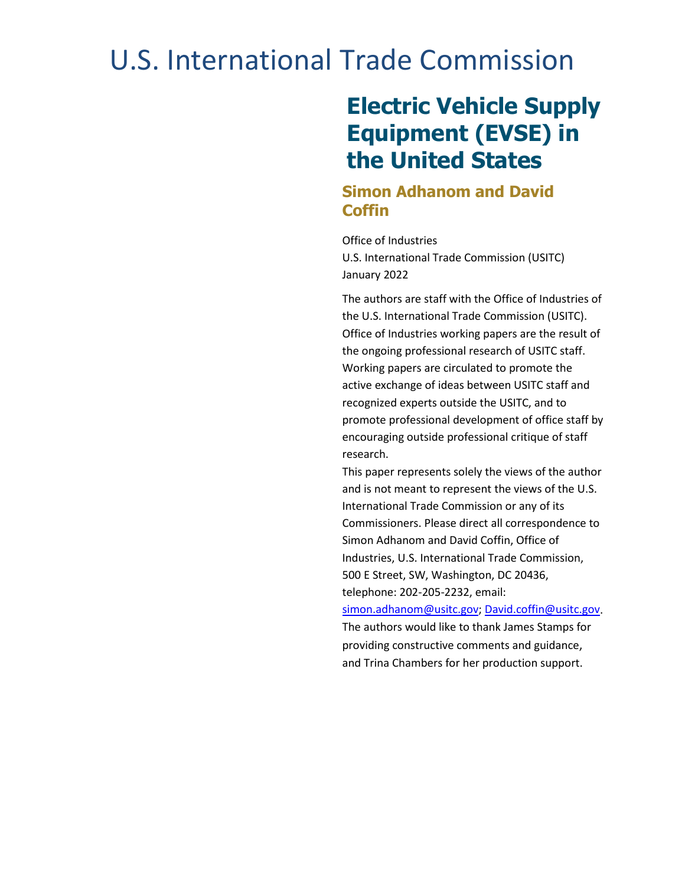# U.S. International Trade Commission

## Electric Vehicle Supply Equipment (EVSE) in the United States

### Simon Adhanom and David Coffin

Office of Industries
U.S. International Trade Commission (USITC)
January 2022

The authors are staff with the Office of Industries of the U.S. International Trade Commission (USITC). Office of Industries working papers are the result of the ongoing professional research of USITC staff. Working papers are circulated to promote the active exchange of ideas between USITC staff and recognized experts outside the USITC, and to promote professional development of office staff by encouraging outside professional critique of staff research.

This paper represents solely the views of the author and is not meant to represent the views of the U.S. International Trade Commission or any of its Commissioners. Please direct all correspondence to Simon Adhanom and David Coffin, Office of Industries, U.S. International Trade Commission, 500 E Street, SW, Washington, DC 20436, telephone: 202-205-2232, email: simon.adhanom@usitc.gov; David.coffin@usitc.gov.

The authors would like to thank James Stamps for providing constructive comments and guidance, and Trina Chambers for her production support.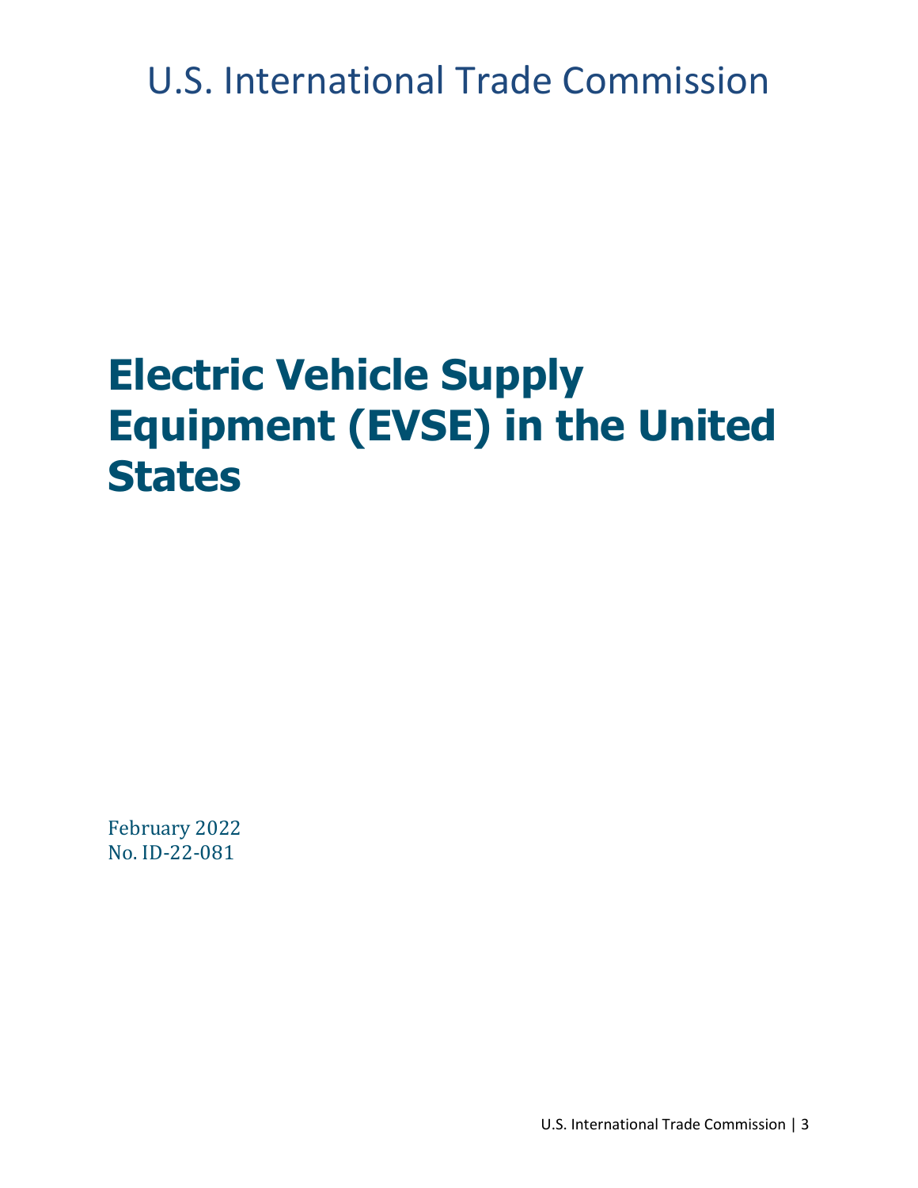U.S. International Trade Commission

# Electric Vehicle Supply Equipment (EVSE) in the United States

February 2022
No. ID-22-081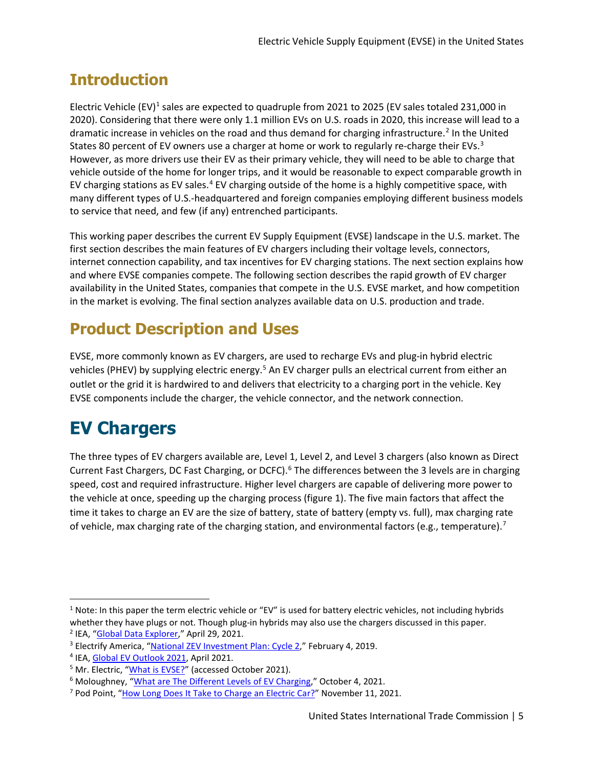## Introduction

Electric Vehicle (EV)[1] sales are expected to quadruple from 2021 to 2025 (EV sales totaled 231,000 in 2020). Considering that there were only 1.1 million EVs on U.S. roads in 2020, this increase will lead to a dramatic increase in vehicles on the road and thus demand for charging infrastructure.[2] In the United States 80 percent of EV owners use a charger at home or work to regularly re-charge their EVs.[3] However, as more drivers use their EV as their primary vehicle, they will need to be able to charge that vehicle outside of the home for longer trips, and it would be reasonable to expect comparable growth in EV charging stations as EV sales.[4] EV charging outside of the home is a highly competitive space, with many different types of U.S.-headquartered and foreign companies employing different business models to service that need, and few (if any) entrenched participants.

This working paper describes the current EV Supply Equipment (EVSE) landscape in the U.S. market. The first section describes the main features of EV chargers including their voltage levels, connectors, internet connection capability, and tax incentives for EV charging stations. The next section explains how and where EVSE companies compete. The following section describes the rapid growth of EV charger availability in the United States, companies that compete in the U.S. EVSE market, and how competition in the market is evolving. The final section analyzes available data on U.S. production and trade.

## Product Description and Uses

EVSE, more commonly known as EV chargers, are used to recharge EVs and plug-in hybrid electric vehicles (PHEV) by supplying electric energy.[5] An EV charger pulls an electrical current from either an outlet or the grid it is hardwired to and delivers that electricity to a charging port in the vehicle. Key EVSE components include the charger, the vehicle connector, and the network connection.

# EV Chargers

The three types of EV chargers available are, Level 1, Level 2, and Level 3 chargers (also known as Direct Current Fast Chargers, DC Fast Charging, or DCFC).[6] The differences between the 3 levels are in charging speed, cost and required infrastructure. Higher level chargers are capable of delivering more power to the vehicle at once, speeding up the charging process (figure 1). The five main factors that affect the time it takes to charge an EV are the size of battery, state of battery (empty vs. full), max charging rate of vehicle, max charging rate of the charging station, and environmental factors (e.g., temperature).[7]

---

[1] Note: In this paper the term electric vehicle or "EV" is used for battery electric vehicles, not including hybrids whether they have plugs or not. Though plug-in hybrids may also use the chargers discussed in this paper.

[2] IEA, "Global Data Explorer," April 29, 2021.

[3] Electrify America, "National ZEV Investment Plan: Cycle 2," February 4, 2019.

[4] IEA, Global EV Outlook 2021, April 2021.

[5] Mr. Electric, "What is EVSE?" (accessed October 2021).

[6] Moloughney, "What are The Different Levels of EV Charging," October 4, 2021.

[7] Pod Point, "How Long Does It Take to Charge an Electric Car?" November 11, 2021.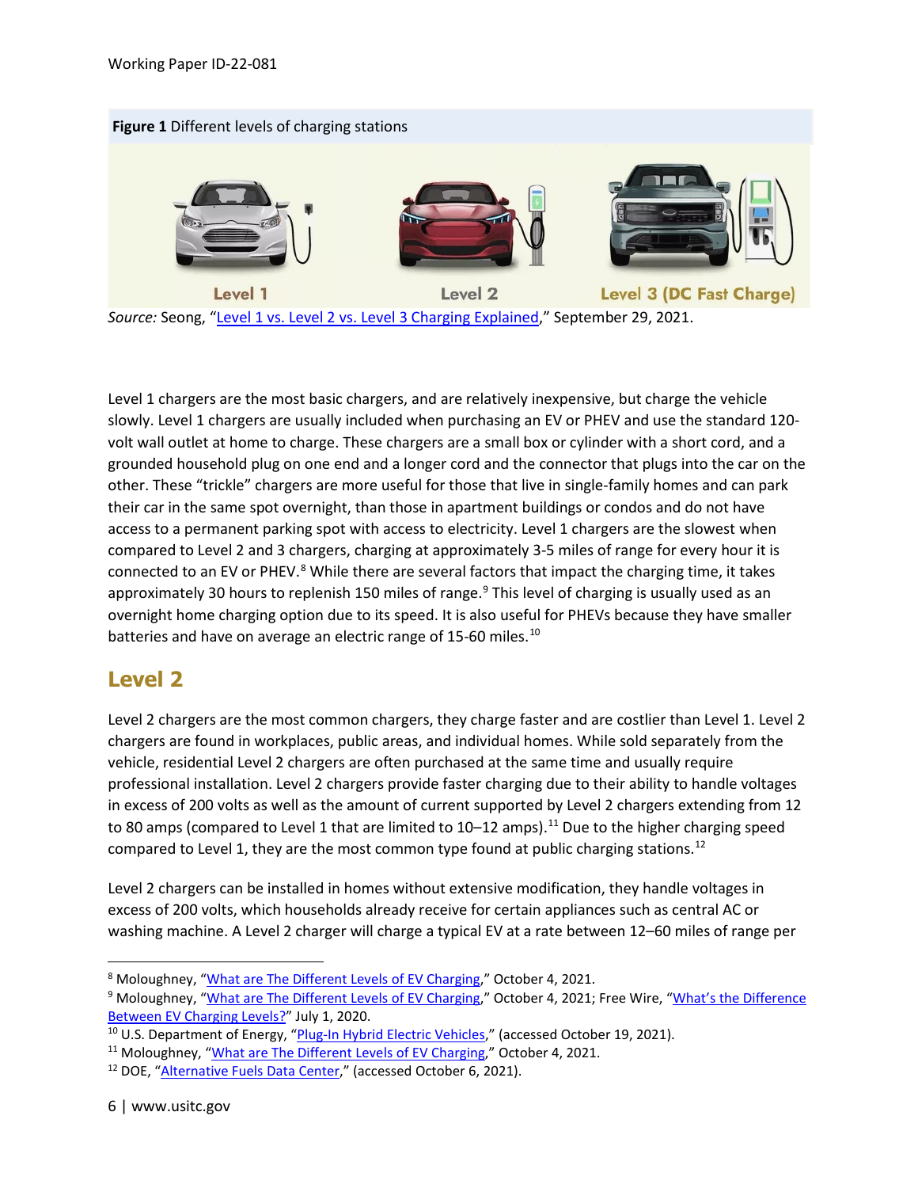**Figure 1** Different levels of charging stations

Level 1 | Level 2 | Level 3 (DC Fast Charge)

*Source:* Seong, "Level 1 vs. Level 2 vs. Level 3 Charging Explained," September 29, 2021.

Level 1 chargers are the most basic chargers, and are relatively inexpensive, but charge the vehicle slowly. Level 1 chargers are usually included when purchasing an EV or PHEV and use the standard 120-volt wall outlet at home to charge. These chargers are a small box or cylinder with a short cord, and a grounded household plug on one end and a longer cord and the connector that plugs into the car on the other. These "trickle" chargers are more useful for those that live in single-family homes and can park their car in the same spot overnight, than those in apartment buildings or condos and do not have access to a permanent parking spot with access to electricity. Level 1 chargers are the slowest when compared to Level 2 and 3 chargers, charging at approximately 3-5 miles of range for every hour it is connected to an EV or PHEV.[8] While there are several factors that impact the charging time, it takes approximately 30 hours to replenish 150 miles of range.[9] This level of charging is usually used as an overnight home charging option due to its speed. It is also useful for PHEVs because they have smaller batteries and have on average an electric range of 15-60 miles.[10]

## Level 2

Level 2 chargers are the most common chargers, they charge faster and are costlier than Level 1. Level 2 chargers are found in workplaces, public areas, and individual homes. While sold separately from the vehicle, residential Level 2 chargers are often purchased at the same time and usually require professional installation. Level 2 chargers provide faster charging due to their ability to handle voltages in excess of 200 volts as well as the amount of current supported by Level 2 chargers extending from 12 to 80 amps (compared to Level 1 that are limited to 10–12 amps).[11] Due to the higher charging speed compared to Level 1, they are the most common type found at public charging stations.[12]

Level 2 chargers can be installed in homes without extensive modification, they handle voltages in excess of 200 volts, which households already receive for certain appliances such as central AC or washing machine. A Level 2 charger will charge a typical EV at a rate between 12–60 miles of range per

[8] Moloughney, "What are The Different Levels of EV Charging," October 4, 2021.

[9] Moloughney, "What are The Different Levels of EV Charging," October 4, 2021; Free Wire, "What's the Difference Between EV Charging Levels?" July 1, 2020.

[10] U.S. Department of Energy, "Plug-In Hybrid Electric Vehicles," (accessed October 19, 2021).

[11] Moloughney, "What are The Different Levels of EV Charging," October 4, 2021.

[12] DOE, "Alternative Fuels Data Center," (accessed October 6, 2021).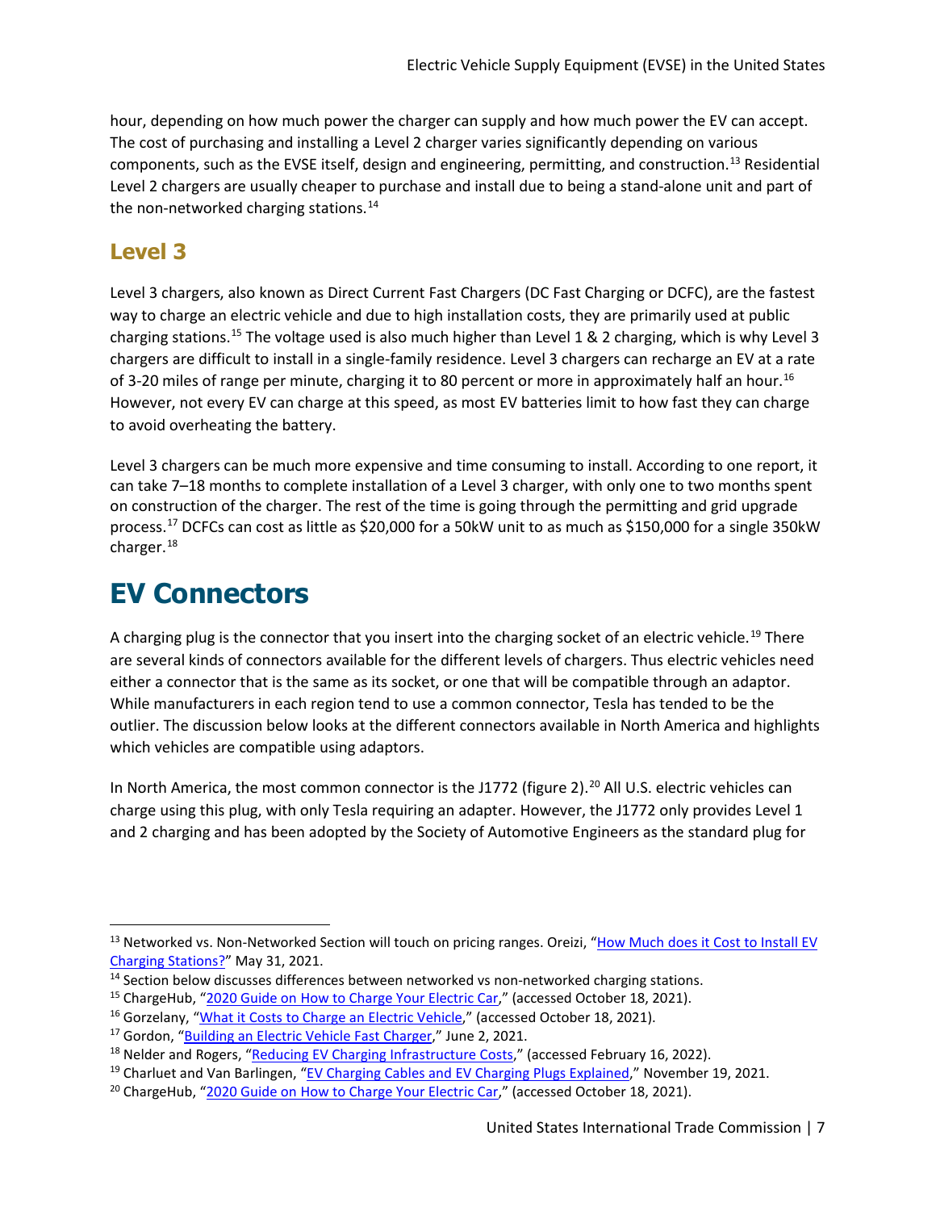hour, depending on how much power the charger can supply and how much power the EV can accept. The cost of purchasing and installing a Level 2 charger varies significantly depending on various components, such as the EVSE itself, design and engineering, permitting, and construction.[13] Residential Level 2 chargers are usually cheaper to purchase and install due to being a stand-alone unit and part of the non-networked charging stations.[14]

## Level 3

Level 3 chargers, also known as Direct Current Fast Chargers (DC Fast Charging or DCFC), are the fastest way to charge an electric vehicle and due to high installation costs, they are primarily used at public charging stations.[15] The voltage used is also much higher than Level 1 & 2 charging, which is why Level 3 chargers are difficult to install in a single-family residence. Level 3 chargers can recharge an EV at a rate of 3-20 miles of range per minute, charging it to 80 percent or more in approximately half an hour.[16] However, not every EV can charge at this speed, as most EV batteries limit to how fast they can charge to avoid overheating the battery.

Level 3 chargers can be much more expensive and time consuming to install. According to one report, it can take 7–18 months to complete installation of a Level 3 charger, with only one to two months spent on construction of the charger. The rest of the time is going through the permitting and grid upgrade process.[17] DCFCs can cost as little as $20,000 for a 50kW unit to as much as $150,000 for a single 350kW charger.[18]

# EV Connectors

A charging plug is the connector that you insert into the charging socket of an electric vehicle.[19] There are several kinds of connectors available for the different levels of chargers. Thus electric vehicles need either a connector that is the same as its socket, or one that will be compatible through an adaptor. While manufacturers in each region tend to use a common connector, Tesla has tended to be the outlier. The discussion below looks at the different connectors available in North America and highlights which vehicles are compatible using adaptors.

In North America, the most common connector is the J1772 (figure 2).[20] All U.S. electric vehicles can charge using this plug, with only Tesla requiring an adapter. However, the J1772 only provides Level 1 and 2 charging and has been adopted by the Society of Automotive Engineers as the standard plug for

---

[13] Networked vs. Non-Networked Section will touch on pricing ranges. Oreizi, "How Much does it Cost to Install EV Charging Stations?" May 31, 2021.

[14] Section below discusses differences between networked vs non-networked charging stations.

[15] ChargeHub, "2020 Guide on How to Charge Your Electric Car," (accessed October 18, 2021).

[16] Gorzelany, "What it Costs to Charge an Electric Vehicle," (accessed October 18, 2021).

[17] Gordon, "Building an Electric Vehicle Fast Charger," June 2, 2021.

[18] Nelder and Rogers, "Reducing EV Charging Infrastructure Costs," (accessed February 16, 2022).

[19] Charluet and Van Barlingen, "EV Charging Cables and EV Charging Plugs Explained," November 19, 2021.

[20] ChargeHub, "2020 Guide on How to Charge Your Electric Car," (accessed October 18, 2021).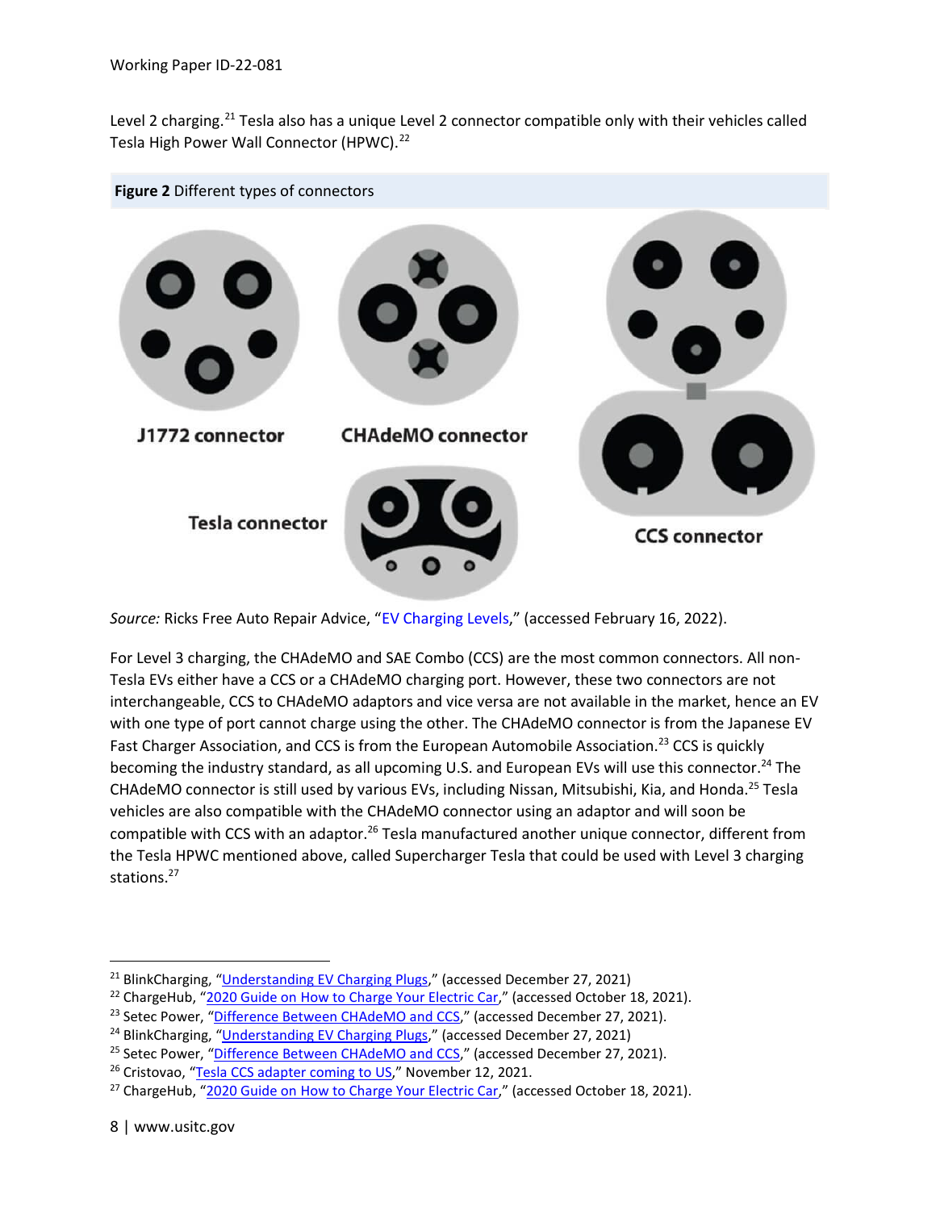Level 2 charging.[21] Tesla also has a unique Level 2 connector compatible only with their vehicles called Tesla High Power Wall Connector (HPWC).[22]

**Figure 2** Different types of connectors

J1772 connector

CHAdeMO connector

CCS connector

Tesla connector

*Source:* Ricks Free Auto Repair Advice, "EV Charging Levels," (accessed February 16, 2022).

For Level 3 charging, the CHAdeMO and SAE Combo (CCS) are the most common connectors. All non-Tesla EVs either have a CCS or a CHAdeMO charging port. However, these two connectors are not interchangeable, CCS to CHAdeMO adaptors and vice versa are not available in the market, hence an EV with one type of port cannot charge using the other. The CHAdeMO connector is from the Japanese EV Fast Charger Association, and CCS is from the European Automobile Association.[23] CCS is quickly becoming the industry standard, as all upcoming U.S. and European EVs will use this connector.[24] The CHAdeMO connector is still used by various EVs, including Nissan, Mitsubishi, Kia, and Honda.[25] Tesla vehicles are also compatible with the CHAdeMO connector using an adaptor and will soon be compatible with CCS with an adaptor.[26] Tesla manufactured another unique connector, different from the Tesla HPWC mentioned above, called Supercharger Tesla that could be used with Level 3 charging stations.[27]

---

[21] BlinkCharging, "Understanding EV Charging Plugs," (accessed December 27, 2021)

[22] ChargeHub, "2020 Guide on How to Charge Your Electric Car," (accessed October 18, 2021).

[23] Setec Power, "Difference Between CHAdeMO and CCS," (accessed December 27, 2021).

[24] BlinkCharging, "Understanding EV Charging Plugs," (accessed December 27, 2021)

[25] Setec Power, "Difference Between CHAdeMO and CCS," (accessed December 27, 2021).

[26] Cristovao, "Tesla CCS adapter coming to US," November 12, 2021.

[27] ChargeHub, "2020 Guide on How to Charge Your Electric Car," (accessed October 18, 2021).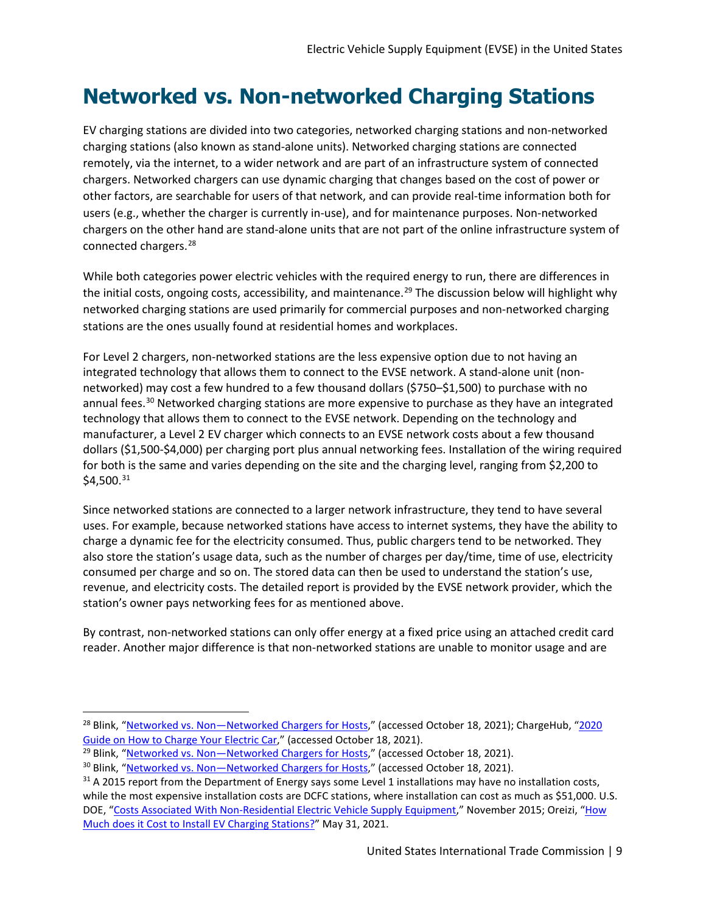# Networked vs. Non-networked Charging Stations

EV charging stations are divided into two categories, networked charging stations and non-networked charging stations (also known as stand-alone units). Networked charging stations are connected remotely, via the internet, to a wider network and are part of an infrastructure system of connected chargers. Networked chargers can use dynamic charging that changes based on the cost of power or other factors, are searchable for users of that network, and can provide real-time information both for users (e.g., whether the charger is currently in-use), and for maintenance purposes. Non-networked chargers on the other hand are stand-alone units that are not part of the online infrastructure system of connected chargers.[28]

While both categories power electric vehicles with the required energy to run, there are differences in the initial costs, ongoing costs, accessibility, and maintenance.[29] The discussion below will highlight why networked charging stations are used primarily for commercial purposes and non-networked charging stations are the ones usually found at residential homes and workplaces.

For Level 2 chargers, non-networked stations are the less expensive option due to not having an integrated technology that allows them to connect to the EVSE network. A stand-alone unit (non-networked) may cost a few hundred to a few thousand dollars ($750–$1,500) to purchase with no annual fees.[30] Networked charging stations are more expensive to purchase as they have an integrated technology that allows them to connect to the EVSE network. Depending on the technology and manufacturer, a Level 2 EV charger which connects to an EVSE network costs about a few thousand dollars ($1,500-$4,000) per charging port plus annual networking fees. Installation of the wiring required for both is the same and varies depending on the site and the charging level, ranging from $2,200 to $4,500.[31]

Since networked stations are connected to a larger network infrastructure, they tend to have several uses. For example, because networked stations have access to internet systems, they have the ability to charge a dynamic fee for the electricity consumed. Thus, public chargers tend to be networked. They also store the station's usage data, such as the number of charges per day/time, time of use, electricity consumed per charge and so on. The stored data can then be used to understand the station's use, revenue, and electricity costs. The detailed report is provided by the EVSE network provider, which the station's owner pays networking fees for as mentioned above.

By contrast, non-networked stations can only offer energy at a fixed price using an attached credit card reader. Another major difference is that non-networked stations are unable to monitor usage and are

---

[28] Blink, "Networked vs. Non—Networked Chargers for Hosts," (accessed October 18, 2021); ChargeHub, "2020 Guide on How to Charge Your Electric Car," (accessed October 18, 2021).

[29] Blink, "Networked vs. Non—Networked Chargers for Hosts," (accessed October 18, 2021).

[30] Blink, "Networked vs. Non—Networked Chargers for Hosts," (accessed October 18, 2021).

[31] A 2015 report from the Department of Energy says some Level 1 installations may have no installation costs, while the most expensive installation costs are DCFC stations, where installation can cost as much as $51,000. U.S. DOE, "Costs Associated With Non-Residential Electric Vehicle Supply Equipment," November 2015; Oreizi, "How Much does it Cost to Install EV Charging Stations?" May 31, 2021.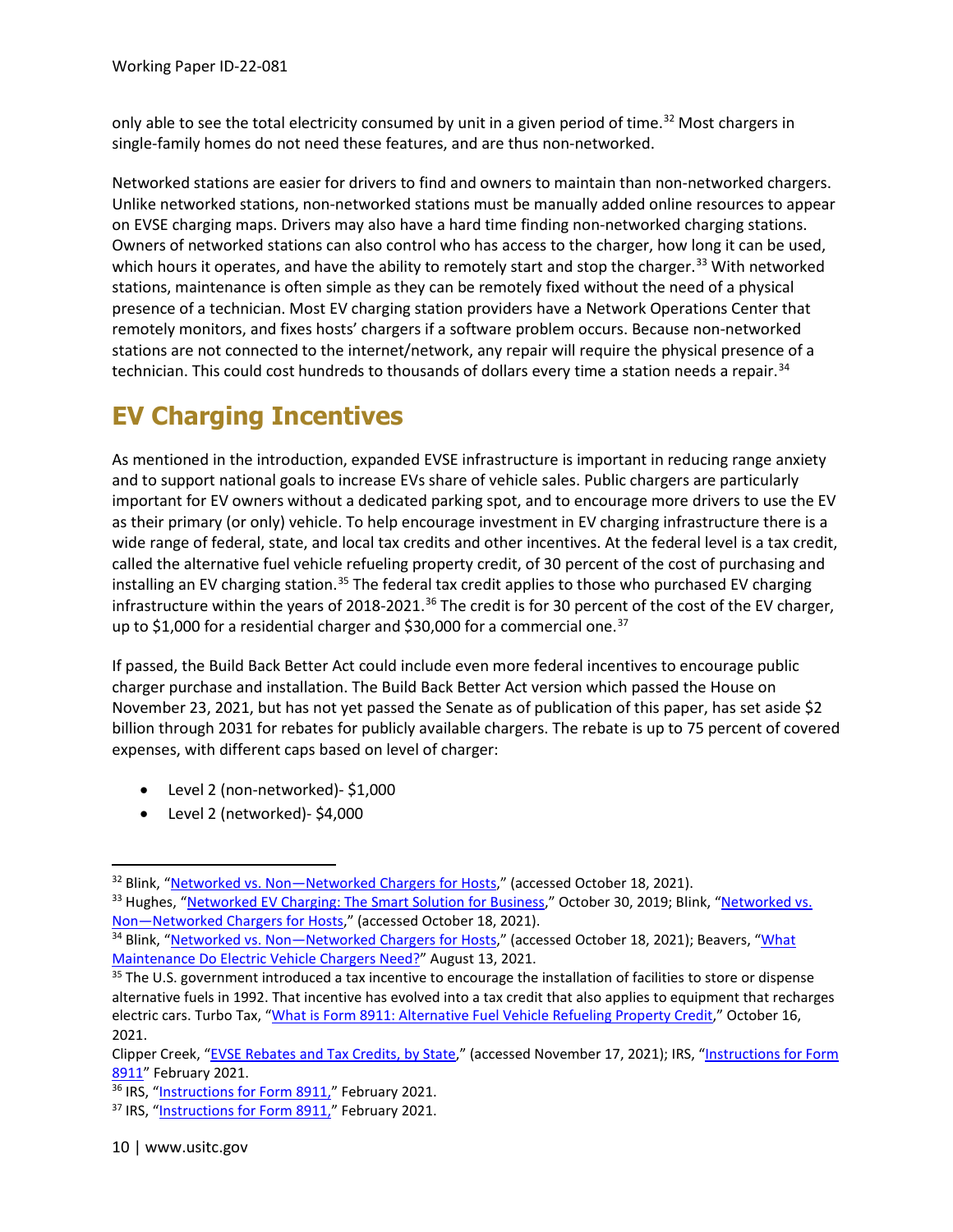only able to see the total electricity consumed by unit in a given period of time.[32] Most chargers in single-family homes do not need these features, and are thus non-networked.

Networked stations are easier for drivers to find and owners to maintain than non-networked chargers. Unlike networked stations, non-networked stations must be manually added online resources to appear on EVSE charging maps. Drivers may also have a hard time finding non-networked charging stations. Owners of networked stations can also control who has access to the charger, how long it can be used, which hours it operates, and have the ability to remotely start and stop the charger.[33] With networked stations, maintenance is often simple as they can be remotely fixed without the need of a physical presence of a technician. Most EV charging station providers have a Network Operations Center that remotely monitors, and fixes hosts' chargers if a software problem occurs. Because non-networked stations are not connected to the internet/network, any repair will require the physical presence of a technician. This could cost hundreds to thousands of dollars every time a station needs a repair.[34]

# EV Charging Incentives

As mentioned in the introduction, expanded EVSE infrastructure is important in reducing range anxiety and to support national goals to increase EVs share of vehicle sales. Public chargers are particularly important for EV owners without a dedicated parking spot, and to encourage more drivers to use the EV as their primary (or only) vehicle. To help encourage investment in EV charging infrastructure there is a wide range of federal, state, and local tax credits and other incentives. At the federal level is a tax credit, called the alternative fuel vehicle refueling property credit, of 30 percent of the cost of purchasing and installing an EV charging station.[35] The federal tax credit applies to those who purchased EV charging infrastructure within the years of 2018-2021.[36] The credit is for 30 percent of the cost of the EV charger, up to $1,000 for a residential charger and $30,000 for a commercial one.[37]

If passed, the Build Back Better Act could include even more federal incentives to encourage public charger purchase and installation. The Build Back Better Act version which passed the House on November 23, 2021, but has not yet passed the Senate as of publication of this paper, has set aside $2 billion through 2031 for rebates for publicly available chargers. The rebate is up to 75 percent of covered expenses, with different caps based on level of charger:

- Level 2 (non-networked)- $1,000
- Level 2 (networked)- $4,000

---

[32] Blink, "Networked vs. Non—Networked Chargers for Hosts," (accessed October 18, 2021).

[33] Hughes, "Networked EV Charging: The Smart Solution for Business," October 30, 2019; Blink, "Networked vs. Non—Networked Chargers for Hosts," (accessed October 18, 2021).

[34] Blink, "Networked vs. Non—Networked Chargers for Hosts," (accessed October 18, 2021); Beavers, "What Maintenance Do Electric Vehicle Chargers Need?" August 13, 2021.

[35] The U.S. government introduced a tax incentive to encourage the installation of facilities to store or dispense alternative fuels in 1992. That incentive has evolved into a tax credit that also applies to equipment that recharges electric cars. Turbo Tax, "What is Form 8911: Alternative Fuel Vehicle Refueling Property Credit," October 16, 2021.

Clipper Creek, "EVSE Rebates and Tax Credits, by State," (accessed November 17, 2021); IRS, "Instructions for Form 8911" February 2021.

[36] IRS, "Instructions for Form 8911," February 2021.

[37] IRS, "Instructions for Form 8911," February 2021.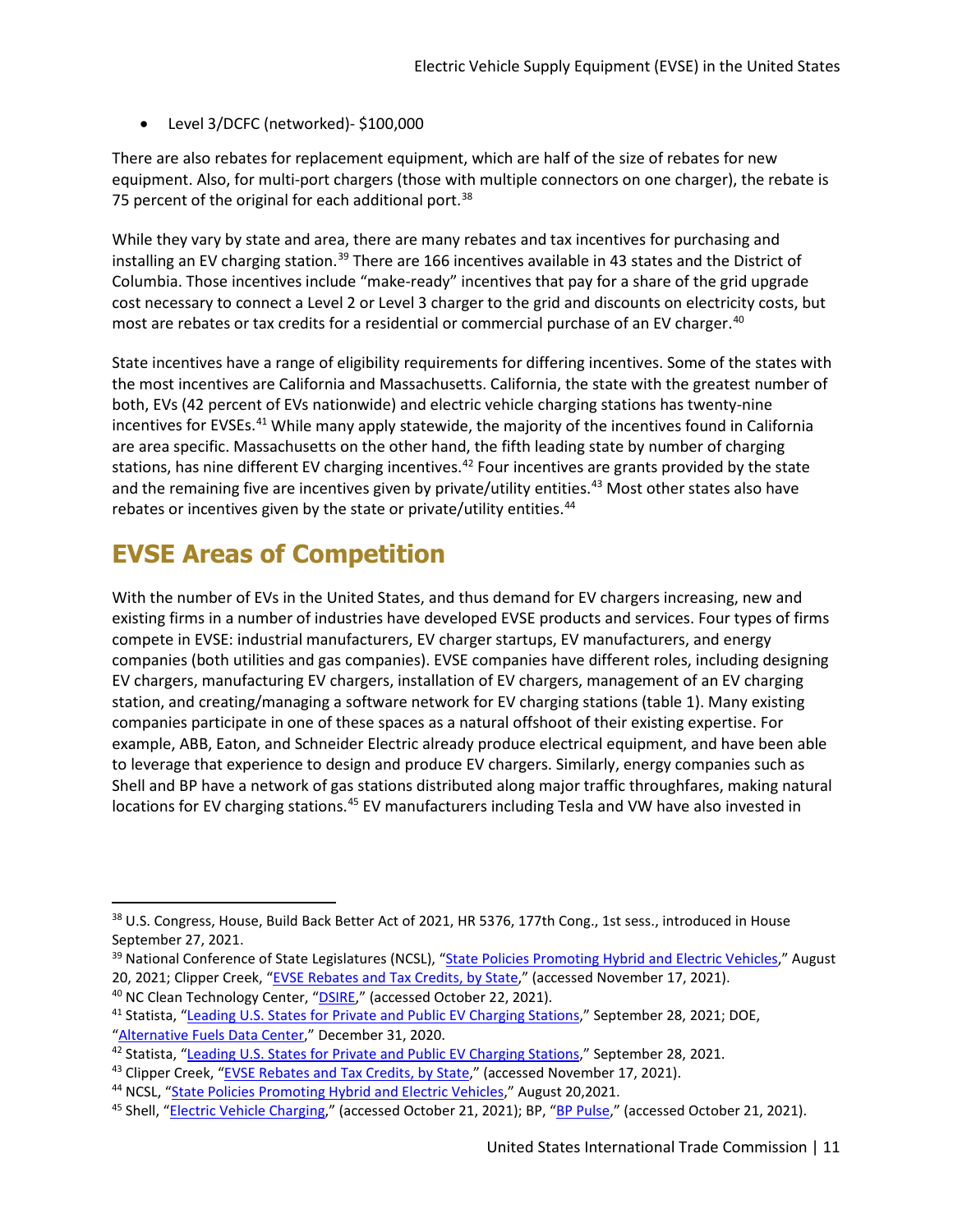- Level 3/DCFC (networked)- $100,000

There are also rebates for replacement equipment, which are half of the size of rebates for new equipment. Also, for multi-port chargers (those with multiple connectors on one charger), the rebate is 75 percent of the original for each additional port.[38]

While they vary by state and area, there are many rebates and tax incentives for purchasing and installing an EV charging station.[39] There are 166 incentives available in 43 states and the District of Columbia. Those incentives include "make-ready" incentives that pay for a share of the grid upgrade cost necessary to connect a Level 2 or Level 3 charger to the grid and discounts on electricity costs, but most are rebates or tax credits for a residential or commercial purchase of an EV charger.[40]

State incentives have a range of eligibility requirements for differing incentives. Some of the states with the most incentives are California and Massachusetts. California, the state with the greatest number of both, EVs (42 percent of EVs nationwide) and electric vehicle charging stations has twenty-nine incentives for EVSEs.[41] While many apply statewide, the majority of the incentives found in California are area specific. Massachusetts on the other hand, the fifth leading state by number of charging stations, has nine different EV charging incentives.[42] Four incentives are grants provided by the state and the remaining five are incentives given by private/utility entities.[43] Most other states also have rebates or incentives given by the state or private/utility entities.[44]

# EVSE Areas of Competition

With the number of EVs in the United States, and thus demand for EV chargers increasing, new and existing firms in a number of industries have developed EVSE products and services. Four types of firms compete in EVSE: industrial manufacturers, EV charger startups, EV manufacturers, and energy companies (both utilities and gas companies). EVSE companies have different roles, including designing EV chargers, manufacturing EV chargers, installation of EV chargers, management of an EV charging station, and creating/managing a software network for EV charging stations (table 1). Many existing companies participate in one of these spaces as a natural offshoot of their existing expertise. For example, ABB, Eaton, and Schneider Electric already produce electrical equipment, and have been able to leverage that experience to design and produce EV chargers. Similarly, energy companies such as Shell and BP have a network of gas stations distributed along major traffic throughfares, making natural locations for EV charging stations.[45] EV manufacturers including Tesla and VW have also invested in

---

[38] U.S. Congress, House, Build Back Better Act of 2021, HR 5376, 177th Cong., 1st sess., introduced in House September 27, 2021.

[39] National Conference of State Legislatures (NCSL), "State Policies Promoting Hybrid and Electric Vehicles," August 20, 2021; Clipper Creek, "EVSE Rebates and Tax Credits, by State," (accessed November 17, 2021).

[40] NC Clean Technology Center, "DSIRE," (accessed October 22, 2021).

[41] Statista, "Leading U.S. States for Private and Public EV Charging Stations," September 28, 2021; DOE, "Alternative Fuels Data Center," December 31, 2020.

[42] Statista, "Leading U.S. States for Private and Public EV Charging Stations," September 28, 2021.

[43] Clipper Creek, "EVSE Rebates and Tax Credits, by State," (accessed November 17, 2021).

[44] NCSL, "State Policies Promoting Hybrid and Electric Vehicles," August 20,2021.

[45] Shell, "Electric Vehicle Charging," (accessed October 21, 2021); BP, "BP Pulse," (accessed October 21, 2021).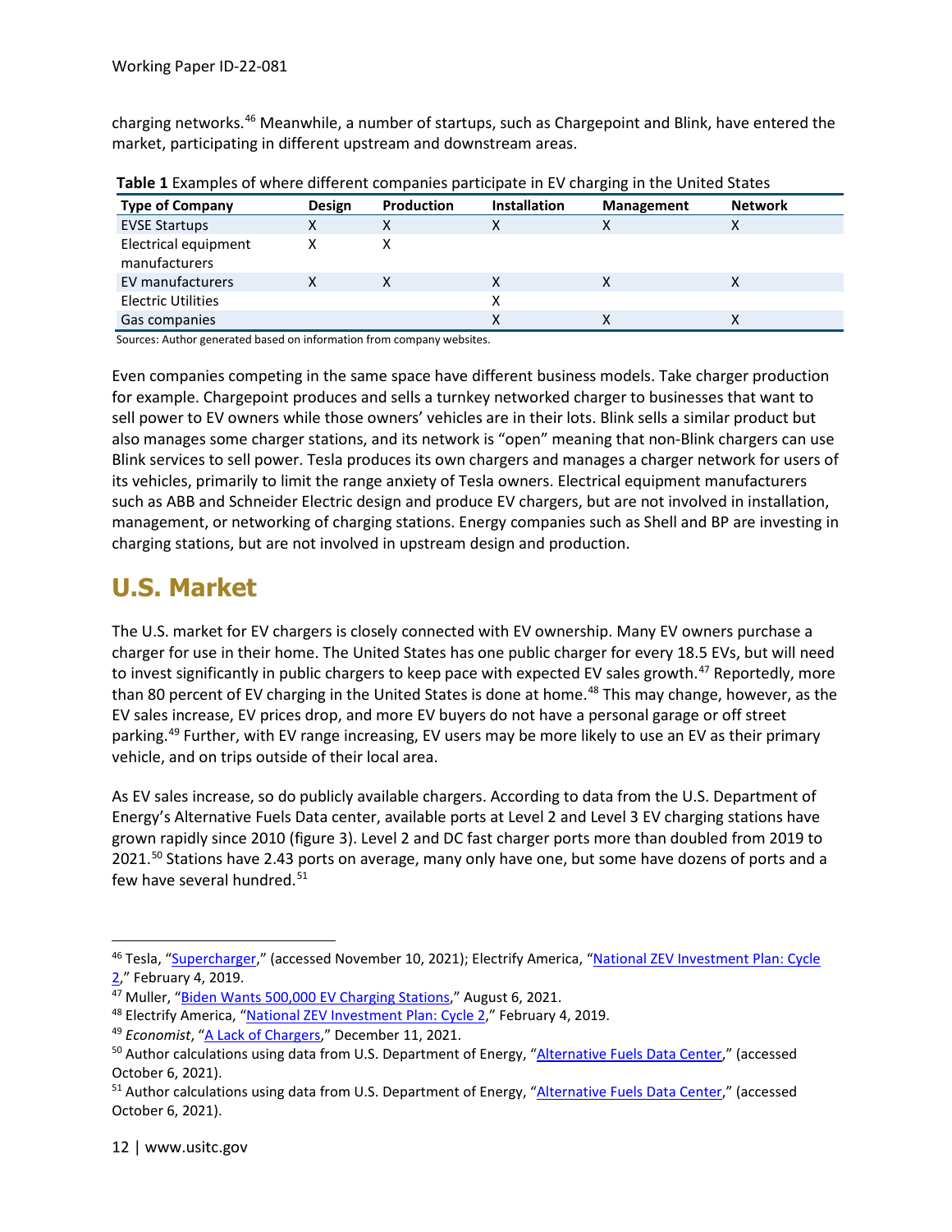charging networks.[46] Meanwhile, a number of startups, such as Chargepoint and Blink, have entered the market, participating in different upstream and downstream areas.

**Table 1** Examples of where different companies participate in EV charging in the United States

| Type of Company | Design | Production | Installation | Management | Network |
|---|---|---|---|---|---|
| EVSE Startups | X | X | X | X | X |
| Electrical equipment manufacturers | X | X | | | |
| EV manufacturers | X | X | X | X | X |
| Electric Utilities | | | X | | |
| Gas companies | | | X | X | X |

Sources: Author generated based on information from company websites.

Even companies competing in the same space have different business models. Take charger production for example. Chargepoint produces and sells a turnkey networked charger to businesses that want to sell power to EV owners while those owners' vehicles are in their lots. Blink sells a similar product but also manages some charger stations, and its network is "open" meaning that non-Blink chargers can use Blink services to sell power. Tesla produces its own chargers and manages a charger network for users of its vehicles, primarily to limit the range anxiety of Tesla owners. Electrical equipment manufacturers such as ABB and Schneider Electric design and produce EV chargers, but are not involved in installation, management, or networking of charging stations. Energy companies such as Shell and BP are investing in charging stations, but are not involved in upstream design and production.

## U.S. Market

The U.S. market for EV chargers is closely connected with EV ownership. Many EV owners purchase a charger for use in their home. The United States has one public charger for every 18.5 EVs, but will need to invest significantly in public chargers to keep pace with expected EV sales growth.[47] Reportedly, more than 80 percent of EV charging in the United States is done at home.[48] This may change, however, as the EV sales increase, EV prices drop, and more EV buyers do not have a personal garage or off street parking.[49] Further, with EV range increasing, EV users may be more likely to use an EV as their primary vehicle, and on trips outside of their local area.

As EV sales increase, so do publicly available chargers. According to data from the U.S. Department of Energy's Alternative Fuels Data center, available ports at Level 2 and Level 3 EV charging stations have grown rapidly since 2010 (figure 3). Level 2 and DC fast charger ports more than doubled from 2019 to 2021.[50] Stations have 2.43 ports on average, many only have one, but some have dozens of ports and a few have several hundred.[51]

---

[46] Tesla, "Supercharger," (accessed November 10, 2021); Electrify America, "National ZEV Investment Plan: Cycle 2," February 4, 2019.

[47] Muller, "Biden Wants 500,000 EV Charging Stations," August 6, 2021.

[48] Electrify America, "National ZEV Investment Plan: Cycle 2," February 4, 2019.

[49] *Economist*, "A Lack of Chargers," December 11, 2021.

[50] Author calculations using data from U.S. Department of Energy, "Alternative Fuels Data Center," (accessed October 6, 2021).

[51] Author calculations using data from U.S. Department of Energy, "Alternative Fuels Data Center," (accessed October 6, 2021).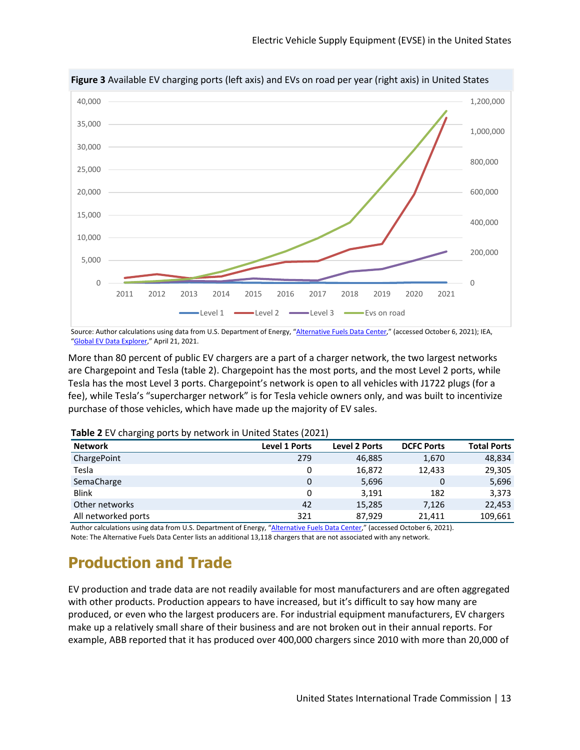**Figure 3** Available EV charging ports (left axis) and EVs on road per year (right axis) in United States

Source: Author calculations using data from U.S. Department of Energy, "Alternative Fuels Data Center," (accessed October 6, 2021); IEA, "Global EV Data Explorer," April 21, 2021.

More than 80 percent of public EV chargers are a part of a charger network, the two largest networks are Chargepoint and Tesla (table 2). Chargepoint has the most ports, and the most Level 2 ports, while Tesla has the most Level 3 ports. Chargepoint's network is open to all vehicles with J1722 plugs (for a fee), while Tesla's "supercharger network" is for Tesla vehicle owners only, and was built to incentivize purchase of those vehicles, which have made up the majority of EV sales.

**Table 2** EV charging ports by network in United States (2021)

| Network | Level 1 Ports | Level 2 Ports | DCFC Ports | Total Ports |
|---|---|---|---|---|
| ChargePoint | 279 | 46,885 | 1,670 | 48,834 |
| Tesla | 0 | 16,872 | 12,433 | 29,305 |
| SemaCharge | 0 | 5,696 | 0 | 5,696 |
| Blink | 0 | 3,191 | 182 | 3,373 |
| Other networks | 42 | 15,285 | 7,126 | 22,453 |
| All networked ports | 321 | 87,929 | 21,411 | 109,661 |

Author calculations using data from U.S. Department of Energy, "Alternative Fuels Data Center," (accessed October 6, 2021).
Note: The Alternative Fuels Data Center lists an additional 13,118 chargers that are not associated with any network.

## Production and Trade

EV production and trade data are not readily available for most manufacturers and are often aggregated with other products. Production appears to have increased, but it's difficult to say how many are produced, or even who the largest producers are. For industrial equipment manufacturers, EV chargers make up a relatively small share of their business and are not broken out in their annual reports. For example, ABB reported that it has produced over 400,000 chargers since 2010 with more than 20,000 of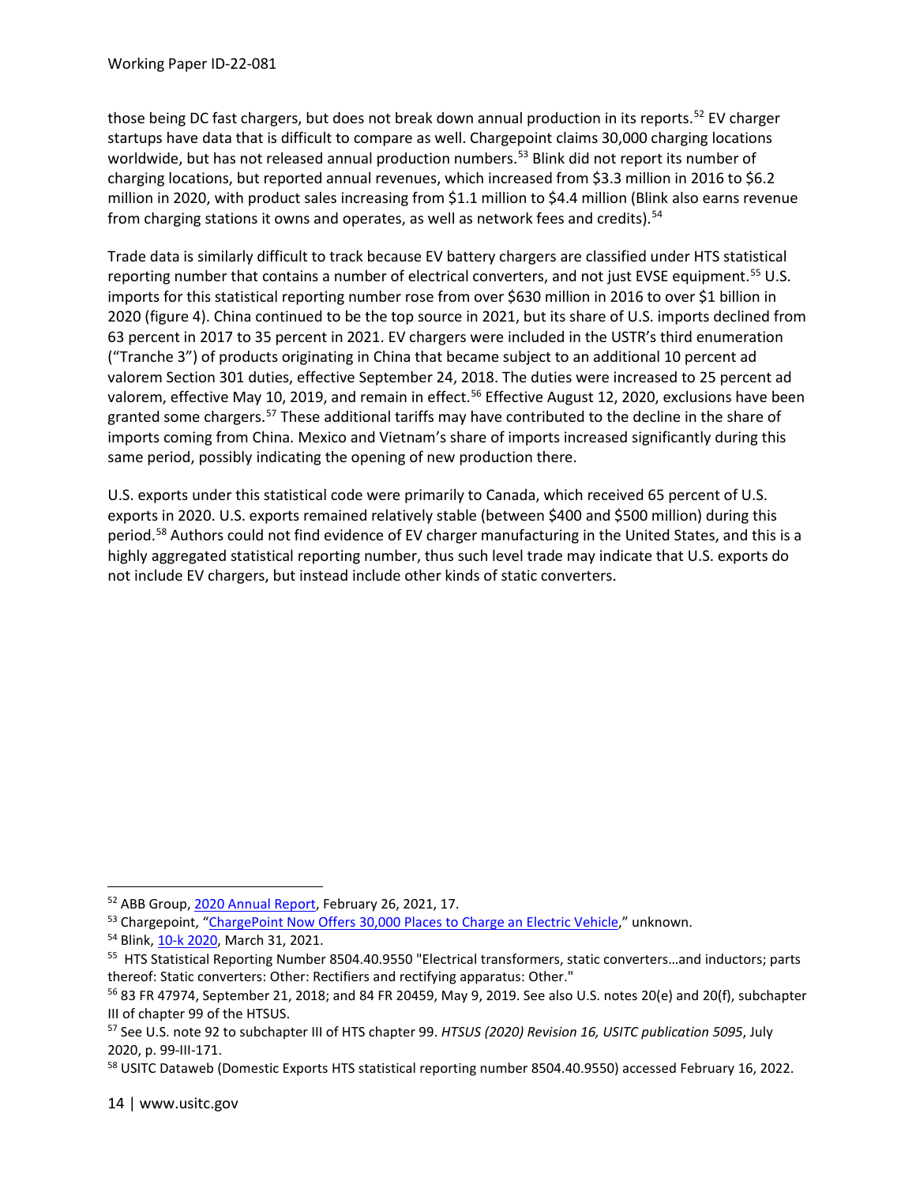those being DC fast chargers, but does not break down annual production in its reports.[52] EV charger startups have data that is difficult to compare as well. Chargepoint claims 30,000 charging locations worldwide, but has not released annual production numbers.[53] Blink did not report its number of charging locations, but reported annual revenues, which increased from $3.3 million in 2016 to $6.2 million in 2020, with product sales increasing from $1.1 million to $4.4 million (Blink also earns revenue from charging stations it owns and operates, as well as network fees and credits).[54]

Trade data is similarly difficult to track because EV battery chargers are classified under HTS statistical reporting number that contains a number of electrical converters, and not just EVSE equipment.[55] U.S. imports for this statistical reporting number rose from over $630 million in 2016 to over $1 billion in 2020 (figure 4). China continued to be the top source in 2021, but its share of U.S. imports declined from 63 percent in 2017 to 35 percent in 2021. EV chargers were included in the USTR's third enumeration ("Tranche 3") of products originating in China that became subject to an additional 10 percent ad valorem Section 301 duties, effective September 24, 2018. The duties were increased to 25 percent ad valorem, effective May 10, 2019, and remain in effect.[56] Effective August 12, 2020, exclusions have been granted some chargers.[57] These additional tariffs may have contributed to the decline in the share of imports coming from China. Mexico and Vietnam's share of imports increased significantly during this same period, possibly indicating the opening of new production there.

U.S. exports under this statistical code were primarily to Canada, which received 65 percent of U.S. exports in 2020. U.S. exports remained relatively stable (between $400 and $500 million) during this period.[58] Authors could not find evidence of EV charger manufacturing in the United States, and this is a highly aggregated statistical reporting number, thus such level trade may indicate that U.S. exports do not include EV chargers, but instead include other kinds of static converters.

---

[52] ABB Group, 2020 Annual Report, February 26, 2021, 17.

[53] Chargepoint, "ChargePoint Now Offers 30,000 Places to Charge an Electric Vehicle," unknown.

[54] Blink, 10-k 2020, March 31, 2021.

[55] HTS Statistical Reporting Number 8504.40.9550 "Electrical transformers, static converters…and inductors; parts thereof: Static converters: Other: Rectifiers and rectifying apparatus: Other."

[56] 83 FR 47974, September 21, 2018; and 84 FR 20459, May 9, 2019. See also U.S. notes 20(e) and 20(f), subchapter III of chapter 99 of the HTSUS.

[57] See U.S. note 92 to subchapter III of HTS chapter 99. *HTSUS (2020) Revision 16, USITC publication 5095*, July 2020, p. 99-III-171.

[58] USITC Dataweb (Domestic Exports HTS statistical reporting number 8504.40.9550) accessed February 16, 2022.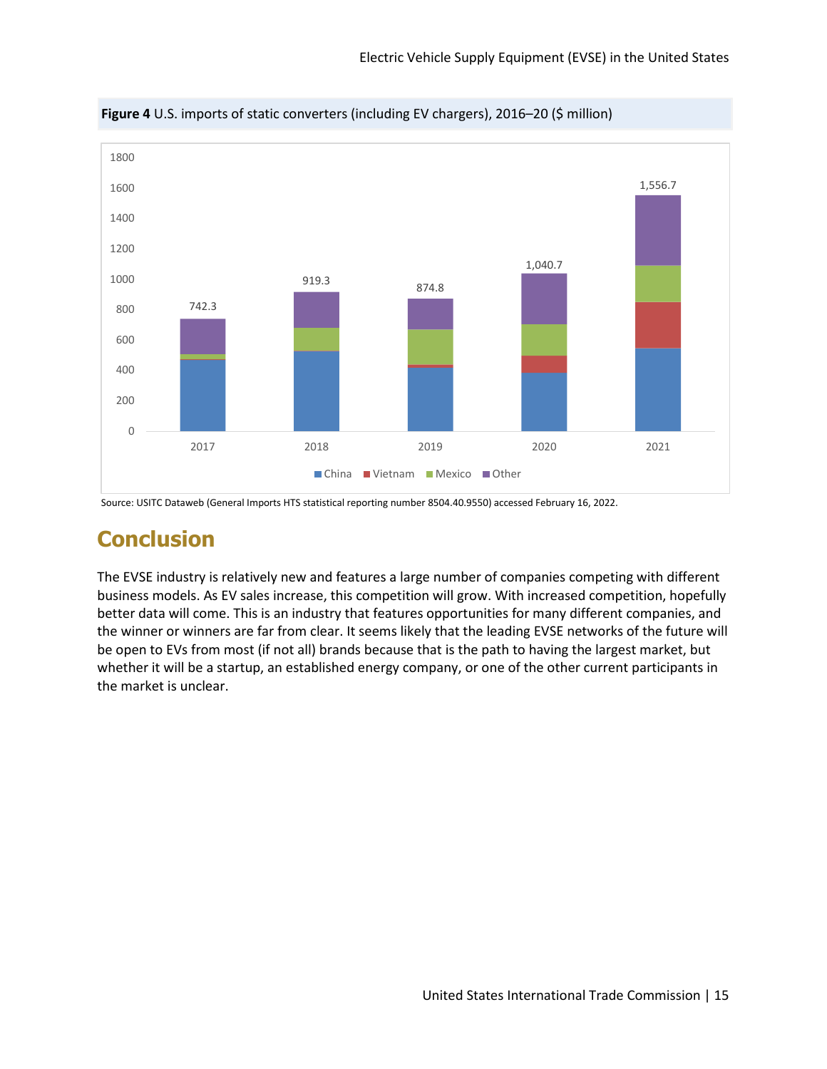**Figure 4** U.S. imports of static converters (including EV chargers), 2016–20 ($ million)

| Year | Total |
|---|---|
| 2017 | 742.3 |
| 2018 | 919.3 |
| 2019 | 874.8 |
| 2020 | 1,040.7 |
| 2021 | 1,556.7 |

Legend: China, Vietnam, Mexico, Other

Source: USITC Dataweb (General Imports HTS statistical reporting number 8504.40.9550) accessed February 16, 2022.

# Conclusion

The EVSE industry is relatively new and features a large number of companies competing with different business models. As EV sales increase, this competition will grow. With increased competition, hopefully better data will come. This is an industry that features opportunities for many different companies, and the winner or winners are far from clear. It seems likely that the leading EVSE networks of the future will be open to EVs from most (if not all) brands because that is the path to having the largest market, but whether it will be a startup, an established energy company, or one of the other current participants in the market is unclear.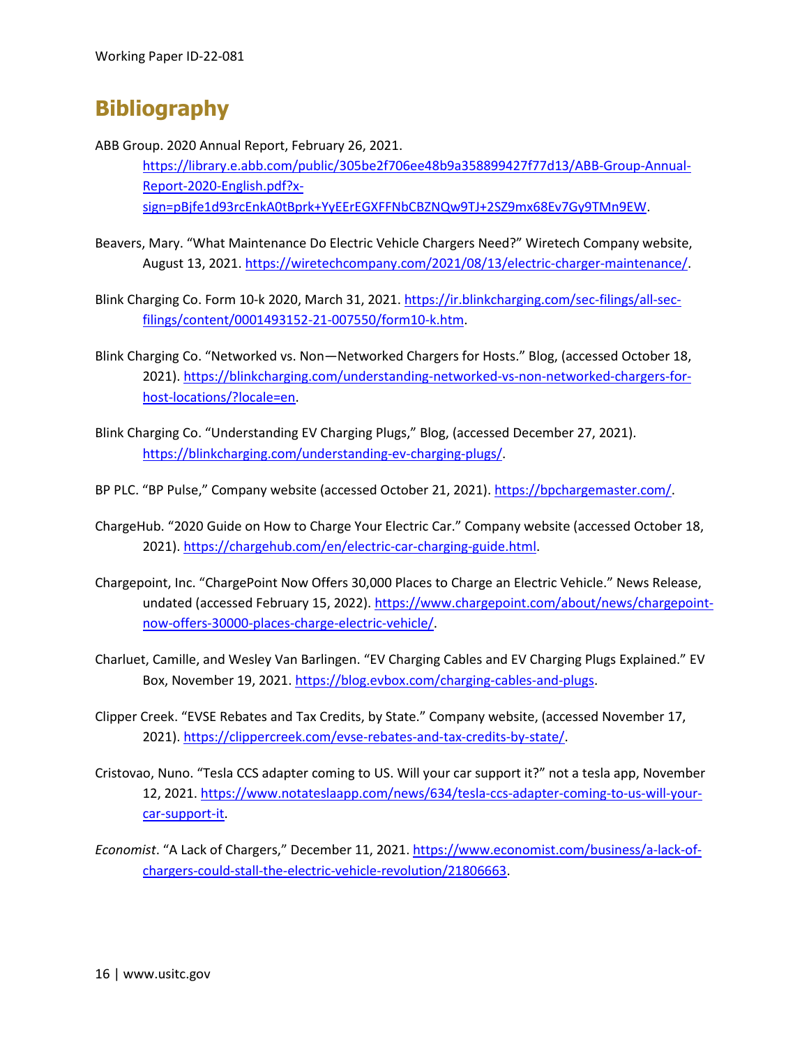# Bibliography

ABB Group. 2020 Annual Report, February 26, 2021. https://library.e.abb.com/public/305be2f706ee48b9a358899427f77d13/ABB-Group-Annual-Report-2020-English.pdf?x-sign=pBjfe1d93rcEnkA0tBprk+YyEErEGXFFNbCBZNQw9TJ+2SZ9mx68Ev7Gy9TMn9EW.

Beavers, Mary. “What Maintenance Do Electric Vehicle Chargers Need?” Wiretech Company website, August 13, 2021. https://wiretechcompany.com/2021/08/13/electric-charger-maintenance/.

Blink Charging Co. Form 10-k 2020, March 31, 2021. https://ir.blinkcharging.com/sec-filings/all-sec-filings/content/0001493152-21-007550/form10-k.htm.

Blink Charging Co. “Networked vs. Non—Networked Chargers for Hosts.” Blog, (accessed October 18, 2021). https://blinkcharging.com/understanding-networked-vs-non-networked-chargers-for-host-locations/?locale=en.

Blink Charging Co. “Understanding EV Charging Plugs,” Blog, (accessed December 27, 2021). https://blinkcharging.com/understanding-ev-charging-plugs/.

BP PLC. “BP Pulse,” Company website (accessed October 21, 2021). https://bpchargemaster.com/.

ChargeHub. “2020 Guide on How to Charge Your Electric Car.” Company website (accessed October 18, 2021). https://chargehub.com/en/electric-car-charging-guide.html.

Chargepoint, Inc. “ChargePoint Now Offers 30,000 Places to Charge an Electric Vehicle.” News Release, undated (accessed February 15, 2022). https://www.chargepoint.com/about/news/chargepoint-now-offers-30000-places-charge-electric-vehicle/.

Charluet, Camille, and Wesley Van Barlingen. “EV Charging Cables and EV Charging Plugs Explained.” EV Box, November 19, 2021. https://blog.evbox.com/charging-cables-and-plugs.

Clipper Creek. “EVSE Rebates and Tax Credits, by State.” Company website, (accessed November 17, 2021). https://clippercreek.com/evse-rebates-and-tax-credits-by-state/.

Cristovao, Nuno. “Tesla CCS adapter coming to US. Will your car support it?” not a tesla app, November 12, 2021. https://www.notateslaapp.com/news/634/tesla-ccs-adapter-coming-to-us-will-your-car-support-it.

*Economist*. “A Lack of Chargers,” December 11, 2021. https://www.economist.com/business/a-lack-of-chargers-could-stall-the-electric-vehicle-revolution/21806663.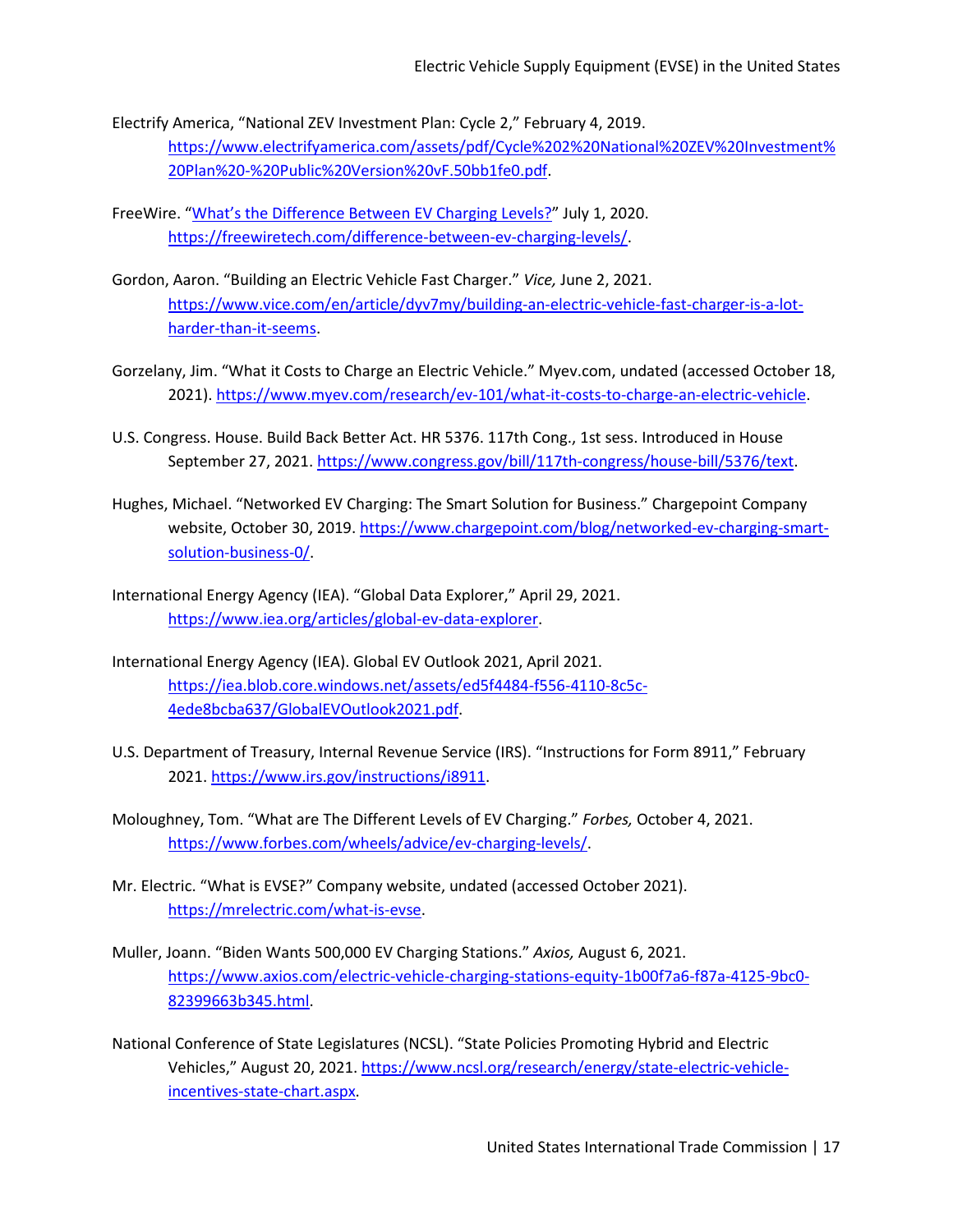Electrify America, “National ZEV Investment Plan: Cycle 2,” February 4, 2019. https://www.electrifyamerica.com/assets/pdf/Cycle%202%20National%20ZEV%20Investment%20Plan%20-%20Public%20Version%20vF.50bb1fe0.pdf.

FreeWire. “What’s the Difference Between EV Charging Levels?” July 1, 2020. https://freewiretech.com/difference-between-ev-charging-levels/.

Gordon, Aaron. “Building an Electric Vehicle Fast Charger.” *Vice,* June 2, 2021. https://www.vice.com/en/article/dyv7my/building-an-electric-vehicle-fast-charger-is-a-lot-harder-than-it-seems.

Gorzelany, Jim. “What it Costs to Charge an Electric Vehicle.” Myev.com, undated (accessed October 18, 2021). https://www.myev.com/research/ev-101/what-it-costs-to-charge-an-electric-vehicle.

U.S. Congress. House. Build Back Better Act. HR 5376. 117th Cong., 1st sess. Introduced in House September 27, 2021. https://www.congress.gov/bill/117th-congress/house-bill/5376/text.

Hughes, Michael. “Networked EV Charging: The Smart Solution for Business.” Chargepoint Company website, October 30, 2019. https://www.chargepoint.com/blog/networked-ev-charging-smart-solution-business-0/.

International Energy Agency (IEA). “Global Data Explorer,” April 29, 2021. https://www.iea.org/articles/global-ev-data-explorer.

International Energy Agency (IEA). Global EV Outlook 2021, April 2021. https://iea.blob.core.windows.net/assets/ed5f4484-f556-4110-8c5c-4ede8bcba637/GlobalEVOutlook2021.pdf.

U.S. Department of Treasury, Internal Revenue Service (IRS). “Instructions for Form 8911,” February 2021. https://www.irs.gov/instructions/i8911.

Moloughney, Tom. “What are The Different Levels of EV Charging.” *Forbes,* October 4, 2021. https://www.forbes.com/wheels/advice/ev-charging-levels/.

Mr. Electric. “What is EVSE?” Company website, undated (accessed October 2021). https://mrelectric.com/what-is-evse.

Muller, Joann. “Biden Wants 500,000 EV Charging Stations.” *Axios,* August 6, 2021. https://www.axios.com/electric-vehicle-charging-stations-equity-1b00f7a6-f87a-4125-9bc0-82399663b345.html.

National Conference of State Legislatures (NCSL). “State Policies Promoting Hybrid and Electric Vehicles,” August 20, 2021. https://www.ncsl.org/research/energy/state-electric-vehicle-incentives-state-chart.aspx.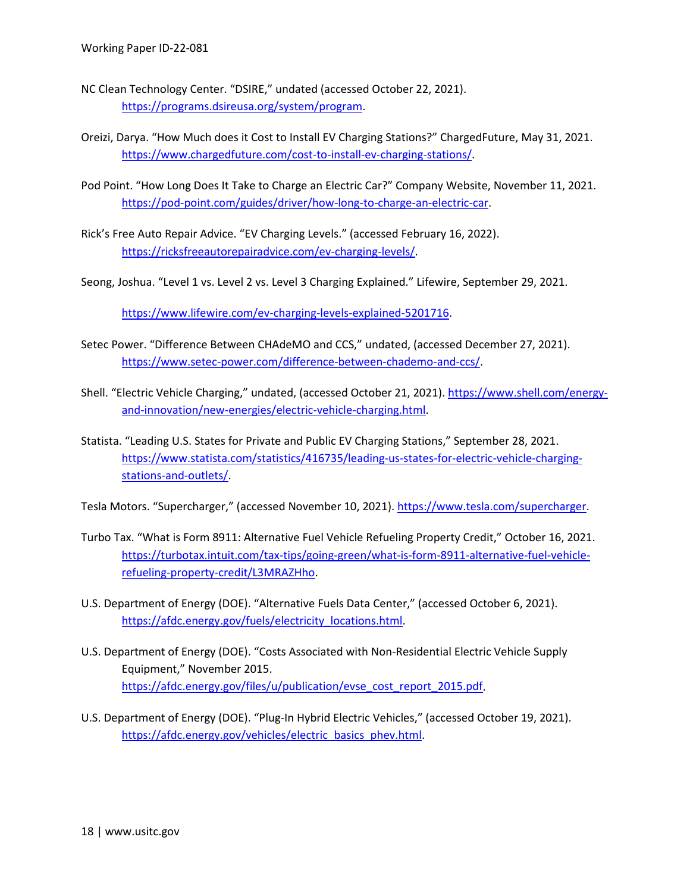NC Clean Technology Center. "DSIRE," undated (accessed October 22, 2021). https://programs.dsireusa.org/system/program.

Oreizi, Darya. "How Much does it Cost to Install EV Charging Stations?" ChargedFuture, May 31, 2021. https://www.chargedfuture.com/cost-to-install-ev-charging-stations/.

Pod Point. "How Long Does It Take to Charge an Electric Car?" Company Website, November 11, 2021. https://pod-point.com/guides/driver/how-long-to-charge-an-electric-car.

Rick's Free Auto Repair Advice. "EV Charging Levels." (accessed February 16, 2022). https://ricksfreeautorepairadvice.com/ev-charging-levels/.

Seong, Joshua. "Level 1 vs. Level 2 vs. Level 3 Charging Explained." Lifewire, September 29, 2021. https://www.lifewire.com/ev-charging-levels-explained-5201716.

Setec Power. "Difference Between CHAdeMO and CCS," undated, (accessed December 27, 2021). https://www.setec-power.com/difference-between-chademo-and-ccs/.

Shell. "Electric Vehicle Charging," undated, (accessed October 21, 2021). https://www.shell.com/energy-and-innovation/new-energies/electric-vehicle-charging.html.

Statista. "Leading U.S. States for Private and Public EV Charging Stations," September 28, 2021. https://www.statista.com/statistics/416735/leading-us-states-for-electric-vehicle-charging-stations-and-outlets/.

Tesla Motors. "Supercharger," (accessed November 10, 2021). https://www.tesla.com/supercharger.

Turbo Tax. "What is Form 8911: Alternative Fuel Vehicle Refueling Property Credit," October 16, 2021. https://turbotax.intuit.com/tax-tips/going-green/what-is-form-8911-alternative-fuel-vehicle-refueling-property-credit/L3MRAZHho.

U.S. Department of Energy (DOE). "Alternative Fuels Data Center," (accessed October 6, 2021). https://afdc.energy.gov/fuels/electricity_locations.html.

U.S. Department of Energy (DOE). "Costs Associated with Non-Residential Electric Vehicle Supply Equipment," November 2015. https://afdc.energy.gov/files/u/publication/evse_cost_report_2015.pdf.

U.S. Department of Energy (DOE). "Plug-In Hybrid Electric Vehicles," (accessed October 19, 2021). https://afdc.energy.gov/vehicles/electric_basics_phev.html.